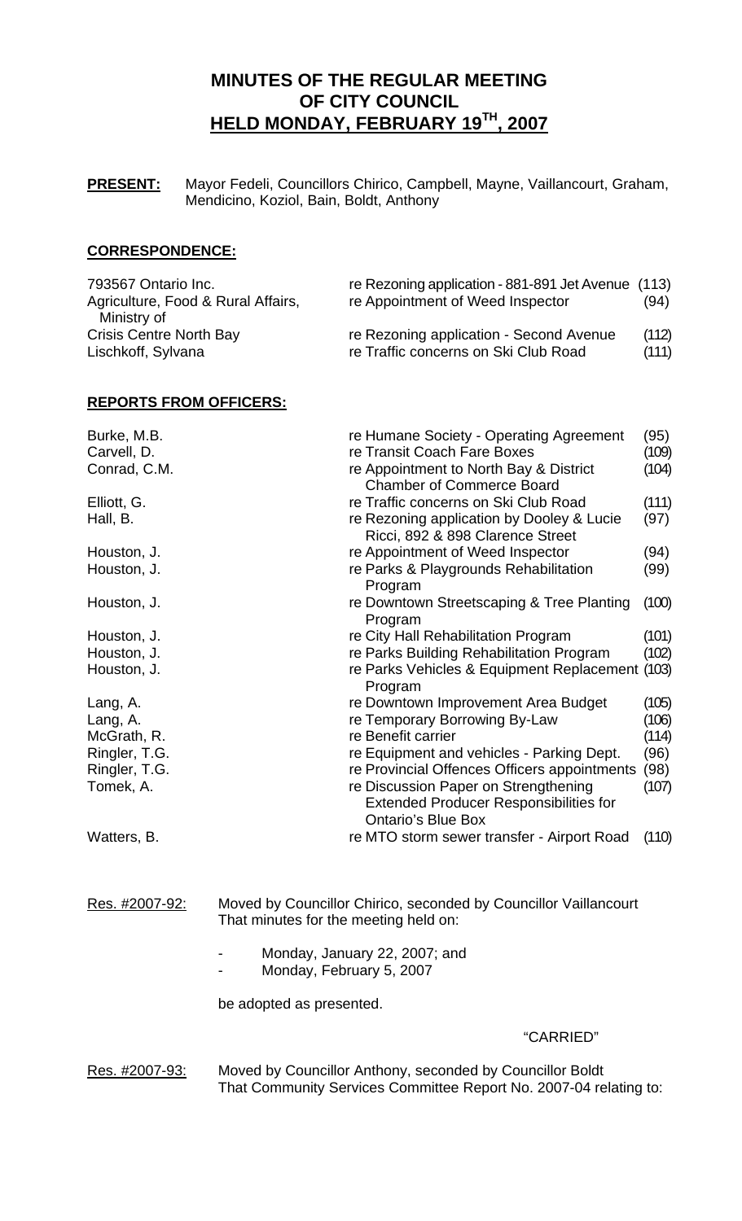# MINUTES OF THE REGULAR MEETING OF CITY COUNCIL HELD MONDAY, FEBRUARY 19TH, 2007

**PRESENT:** Mayor Fedeli, Councillors Chirico, Campbell, Mayne, Vaillancourt, Graham, Mendicino, Koziol, Bain, Boldt, Anthony

## CORRESPONDENCE:

| | | |
|---|---|---|
| 793567 Ontario Inc. | re Rezoning application - 881-891 Jet Avenue | (113) |
| Agriculture, Food & Rural Affairs, Ministry of | re Appointment of Weed Inspector | (94) |
| Crisis Centre North Bay | re Rezoning application - Second Avenue | (112) |
| Lischkoff, Sylvana | re Traffic concerns on Ski Club Road | (111) |

## REPORTS FROM OFFICERS:

| | | |
|---|---|---|
| Burke, M.B. | re Humane Society - Operating Agreement | (95) |
| Carvell, D. | re Transit Coach Fare Boxes | (109) |
| Conrad, C.M. | re Appointment to North Bay & District Chamber of Commerce Board | (104) |
| Elliott, G. | re Traffic concerns on Ski Club Road | (111) |
| Hall, B. | re Rezoning application by Dooley & Lucie Ricci, 892 & 898 Clarence Street | (97) |
| Houston, J. | re Appointment of Weed Inspector | (94) |
| Houston, J. | re Parks & Playgrounds Rehabilitation Program | (99) |
| Houston, J. | re Downtown Streetscaping & Tree Planting Program | (100) |
| Houston, J. | re City Hall Rehabilitation Program | (101) |
| Houston, J. | re Parks Building Rehabilitation Program | (102) |
| Houston, J. | re Parks Vehicles & Equipment Replacement Program | (103) |
| Lang, A. | re Downtown Improvement Area Budget | (105) |
| Lang, A. | re Temporary Borrowing By-Law | (106) |
| McGrath, R. | re Benefit carrier | (114) |
| Ringler, T.G. | re Equipment and vehicles - Parking Dept. | (96) |
| Ringler, T.G. | re Provincial Offences Officers appointments | (98) |
| Tomek, A. | re Discussion Paper on Strengthening Extended Producer Responsibilities for Ontario's Blue Box | (107) |
| Watters, B. | re MTO storm sewer transfer - Airport Road | (110) |

Res. #2007-92: Moved by Councillor Chirico, seconded by Councillor Vaillancourt That minutes for the meeting held on:

- Monday, January 22, 2007; and
- Monday, February 5, 2007

be adopted as presented.

"CARRIED"

Res. #2007-93: Moved by Councillor Anthony, seconded by Councillor Boldt That Community Services Committee Report No. 2007-04 relating to: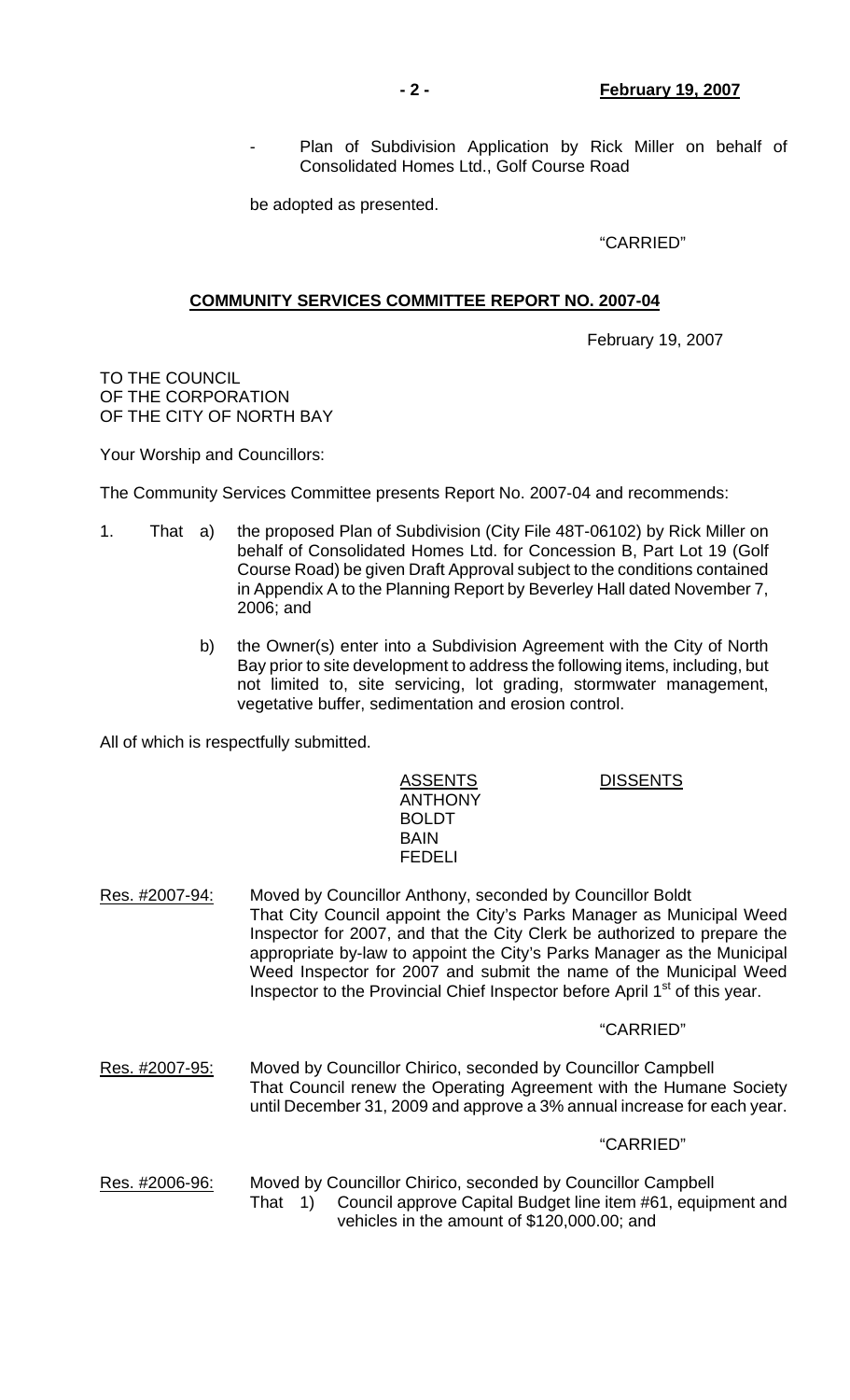- Plan of Subdivision Application by Rick Miller on behalf of Consolidated Homes Ltd., Golf Course Road

be adopted as presented.

"CARRIED"

## COMMUNITY SERVICES COMMITTEE REPORT NO. 2007-04

February 19, 2007

TO THE COUNCIL
OF THE CORPORATION
OF THE CITY OF NORTH BAY

Your Worship and Councillors:

The Community Services Committee presents Report No. 2007-04 and recommends:

1. That a) the proposed Plan of Subdivision (City File 48T-06102) by Rick Miller on behalf of Consolidated Homes Ltd. for Concession B, Part Lot 19 (Golf Course Road) be given Draft Approval subject to the conditions contained in Appendix A to the Planning Report by Beverley Hall dated November 7, 2006; and

   b) the Owner(s) enter into a Subdivision Agreement with the City of North Bay prior to site development to address the following items, including, but not limited to, site servicing, lot grading, stormwater management, vegetative buffer, sedimentation and erosion control.

All of which is respectfully submitted.

| ASSENTS | DISSENTS |
|---|---|
| ANTHONY | |
| BOLDT | |
| BAIN | |
| FEDELI | |

Res. #2007-94: Moved by Councillor Anthony, seconded by Councillor Boldt
That City Council appoint the City's Parks Manager as Municipal Weed Inspector for 2007, and that the City Clerk be authorized to prepare the appropriate by-law to appoint the City's Parks Manager as the Municipal Weed Inspector for 2007 and submit the name of the Municipal Weed Inspector to the Provincial Chief Inspector before April 1st of this year.

"CARRIED"

Res. #2007-95: Moved by Councillor Chirico, seconded by Councillor Campbell
That Council renew the Operating Agreement with the Humane Society until December 31, 2009 and approve a 3% annual increase for each year.

"CARRIED"

Res. #2006-96: Moved by Councillor Chirico, seconded by Councillor Campbell
That 1) Council approve Capital Budget line item #61, equipment and vehicles in the amount of $120,000.00; and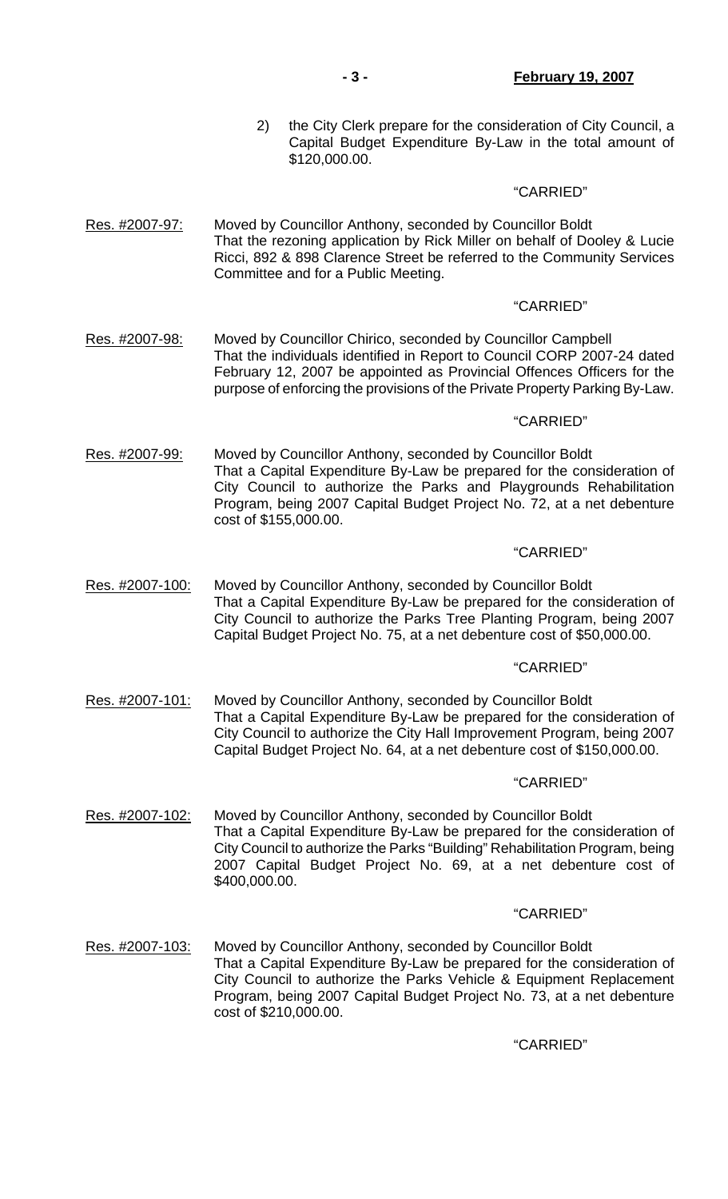2) the City Clerk prepare for the consideration of City Council, a Capital Budget Expenditure By-Law in the total amount of $120,000.00.

"CARRIED"

Res. #2007-97: Moved by Councillor Anthony, seconded by Councillor Boldt
That the rezoning application by Rick Miller on behalf of Dooley & Lucie Ricci, 892 & 898 Clarence Street be referred to the Community Services Committee and for a Public Meeting.

"CARRIED"

Res. #2007-98: Moved by Councillor Chirico, seconded by Councillor Campbell
That the individuals identified in Report to Council CORP 2007-24 dated February 12, 2007 be appointed as Provincial Offences Officers for the purpose of enforcing the provisions of the Private Property Parking By-Law.

"CARRIED"

Res. #2007-99: Moved by Councillor Anthony, seconded by Councillor Boldt
That a Capital Expenditure By-Law be prepared for the consideration of City Council to authorize the Parks and Playgrounds Rehabilitation Program, being 2007 Capital Budget Project No. 72, at a net debenture cost of $155,000.00.

"CARRIED"

Res. #2007-100: Moved by Councillor Anthony, seconded by Councillor Boldt
That a Capital Expenditure By-Law be prepared for the consideration of City Council to authorize the Parks Tree Planting Program, being 2007 Capital Budget Project No. 75, at a net debenture cost of $50,000.00.

"CARRIED"

Res. #2007-101: Moved by Councillor Anthony, seconded by Councillor Boldt
That a Capital Expenditure By-Law be prepared for the consideration of City Council to authorize the City Hall Improvement Program, being 2007 Capital Budget Project No. 64, at a net debenture cost of $150,000.00.

"CARRIED"

Res. #2007-102: Moved by Councillor Anthony, seconded by Councillor Boldt
That a Capital Expenditure By-Law be prepared for the consideration of City Council to authorize the Parks "Building" Rehabilitation Program, being 2007 Capital Budget Project No. 69, at a net debenture cost of $400,000.00.

"CARRIED"

Res. #2007-103: Moved by Councillor Anthony, seconded by Councillor Boldt
That a Capital Expenditure By-Law be prepared for the consideration of City Council to authorize the Parks Vehicle & Equipment Replacement Program, being 2007 Capital Budget Project No. 73, at a net debenture cost of $210,000.00.

"CARRIED"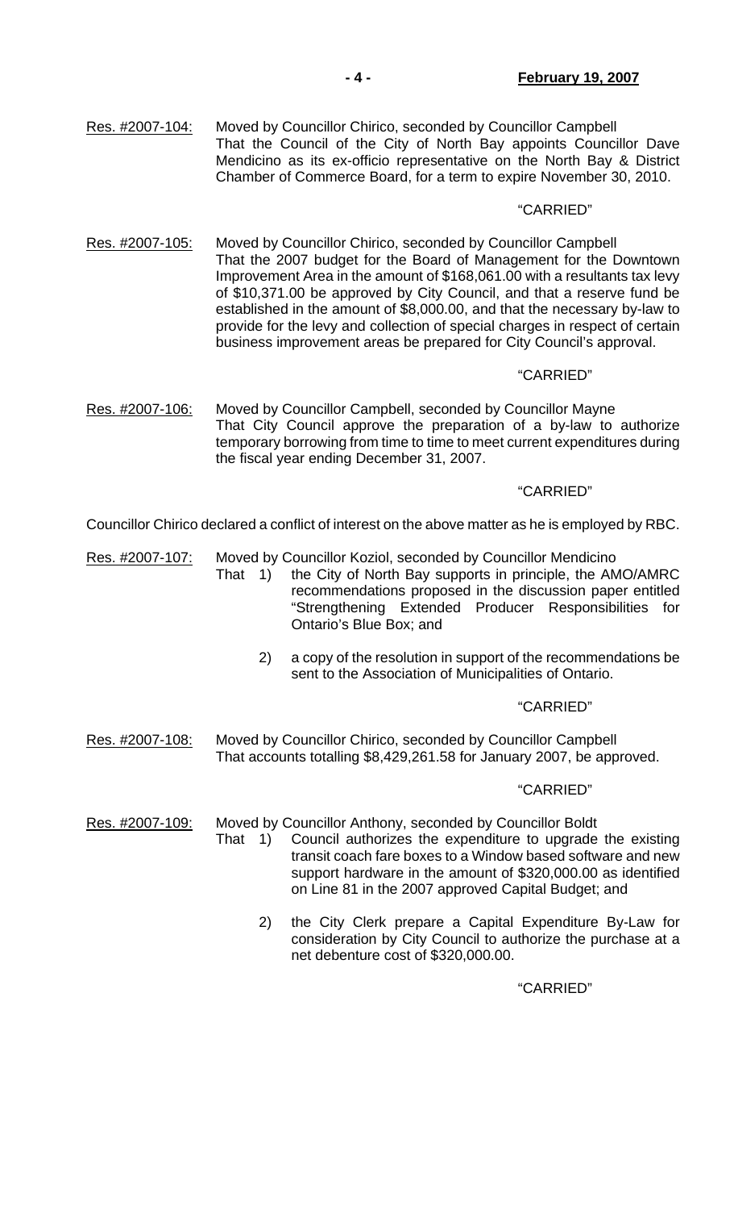Res. #2007-104: Moved by Councillor Chirico, seconded by Councillor Campbell
That the Council of the City of North Bay appoints Councillor Dave Mendicino as its ex-officio representative on the North Bay & District Chamber of Commerce Board, for a term to expire November 30, 2010.

"CARRIED"

Res. #2007-105: Moved by Councillor Chirico, seconded by Councillor Campbell
That the 2007 budget for the Board of Management for the Downtown Improvement Area in the amount of $168,061.00 with a resultants tax levy of $10,371.00 be approved by City Council, and that a reserve fund be established in the amount of $8,000.00, and that the necessary by-law to provide for the levy and collection of special charges in respect of certain business improvement areas be prepared for City Council's approval.

"CARRIED"

Res. #2007-106: Moved by Councillor Campbell, seconded by Councillor Mayne
That City Council approve the preparation of a by-law to authorize temporary borrowing from time to time to meet current expenditures during the fiscal year ending December 31, 2007.

"CARRIED"

Councillor Chirico declared a conflict of interest on the above matter as he is employed by RBC.

Res. #2007-107: Moved by Councillor Koziol, seconded by Councillor Mendicino
That 1) the City of North Bay supports in principle, the AMO/AMRC recommendations proposed in the discussion paper entitled "Strengthening Extended Producer Responsibilities for Ontario's Blue Box; and

2) a copy of the resolution in support of the recommendations be sent to the Association of Municipalities of Ontario.

"CARRIED"

Res. #2007-108: Moved by Councillor Chirico, seconded by Councillor Campbell
That accounts totalling $8,429,261.58 for January 2007, be approved.

"CARRIED"

Res. #2007-109: Moved by Councillor Anthony, seconded by Councillor Boldt
That 1) Council authorizes the expenditure to upgrade the existing transit coach fare boxes to a Window based software and new support hardware in the amount of $320,000.00 as identified on Line 81 in the 2007 approved Capital Budget; and

2) the City Clerk prepare a Capital Expenditure By-Law for consideration by City Council to authorize the purchase at a net debenture cost of $320,000.00.

"CARRIED"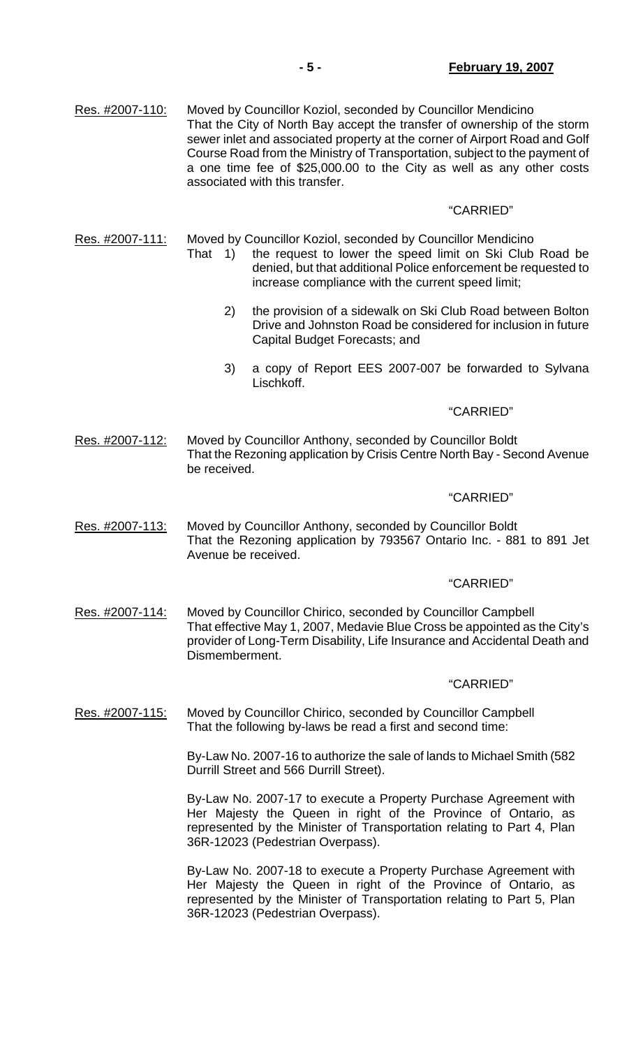Res. #2007-110: Moved by Councillor Koziol, seconded by Councillor Mendicino
That the City of North Bay accept the transfer of ownership of the storm sewer inlet and associated property at the corner of Airport Road and Golf Course Road from the Ministry of Transportation, subject to the payment of a one time fee of $25,000.00 to the City as well as any other costs associated with this transfer.

"CARRIED"

Res. #2007-111: Moved by Councillor Koziol, seconded by Councillor Mendicino
That 1) the request to lower the speed limit on Ski Club Road be denied, but that additional Police enforcement be requested to increase compliance with the current speed limit;

2) the provision of a sidewalk on Ski Club Road between Bolton Drive and Johnston Road be considered for inclusion in future Capital Budget Forecasts; and

3) a copy of Report EES 2007-007 be forwarded to Sylvana Lischkoff.

"CARRIED"

Res. #2007-112: Moved by Councillor Anthony, seconded by Councillor Boldt
That the Rezoning application by Crisis Centre North Bay - Second Avenue be received.

"CARRIED"

Res. #2007-113: Moved by Councillor Anthony, seconded by Councillor Boldt
That the Rezoning application by 793567 Ontario Inc. - 881 to 891 Jet Avenue be received.

"CARRIED"

Res. #2007-114: Moved by Councillor Chirico, seconded by Councillor Campbell
That effective May 1, 2007, Medavie Blue Cross be appointed as the City's provider of Long-Term Disability, Life Insurance and Accidental Death and Dismemberment.

"CARRIED"

Res. #2007-115: Moved by Councillor Chirico, seconded by Councillor Campbell
That the following by-laws be read a first and second time:

By-Law No. 2007-16 to authorize the sale of lands to Michael Smith (582 Durrill Street and 566 Durrill Street).

By-Law No. 2007-17 to execute a Property Purchase Agreement with Her Majesty the Queen in right of the Province of Ontario, as represented by the Minister of Transportation relating to Part 4, Plan 36R-12023 (Pedestrian Overpass).

By-Law No. 2007-18 to execute a Property Purchase Agreement with Her Majesty the Queen in right of the Province of Ontario, as represented by the Minister of Transportation relating to Part 5, Plan 36R-12023 (Pedestrian Overpass).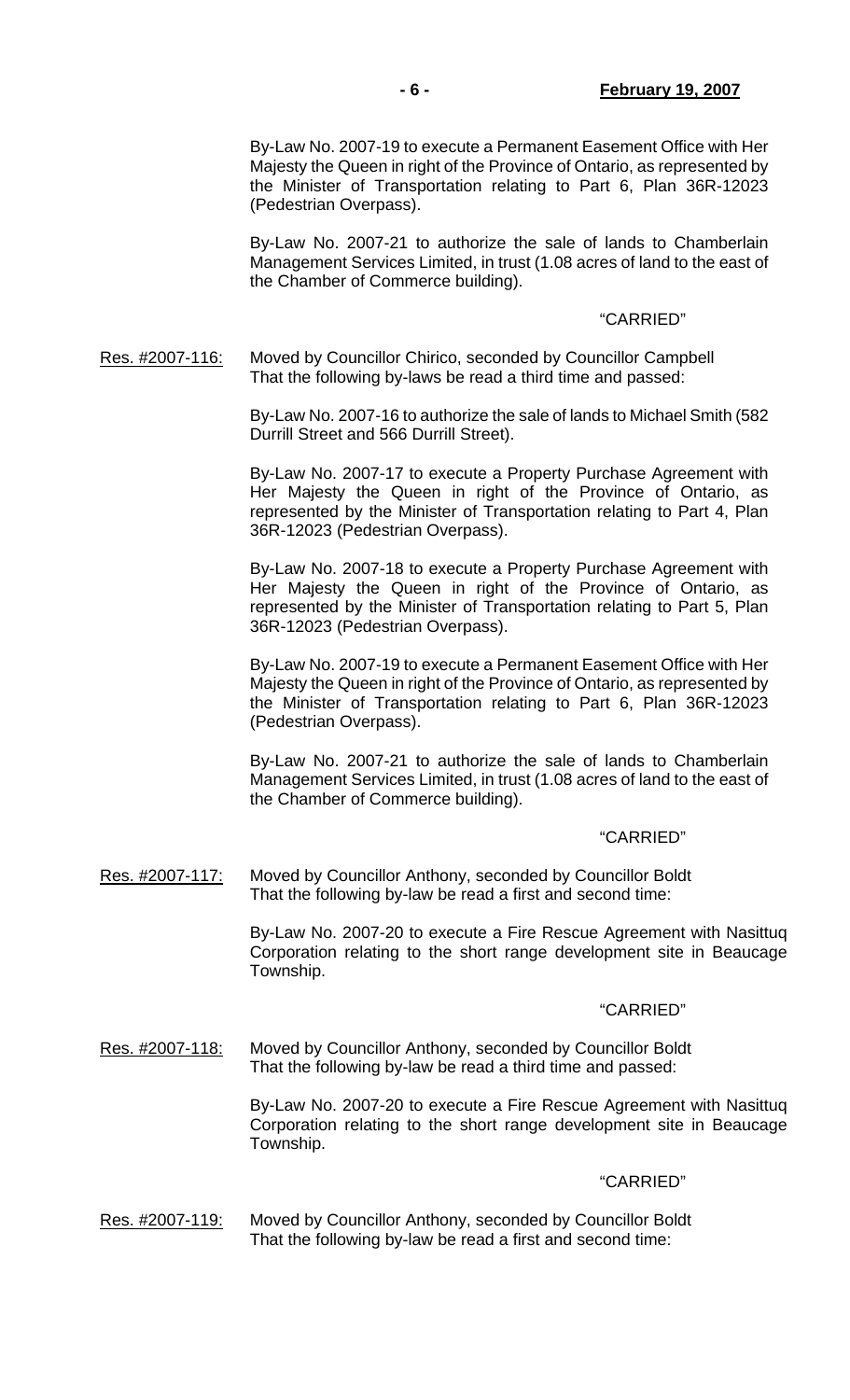By-Law No. 2007-19 to execute a Permanent Easement Office with Her Majesty the Queen in right of the Province of Ontario, as represented by the Minister of Transportation relating to Part 6, Plan 36R-12023 (Pedestrian Overpass).

By-Law No. 2007-21 to authorize the sale of lands to Chamberlain Management Services Limited, in trust (1.08 acres of land to the east of the Chamber of Commerce building).

"CARRIED"

Res. #2007-116: Moved by Councillor Chirico, seconded by Councillor Campbell
That the following by-laws be read a third time and passed:

By-Law No. 2007-16 to authorize the sale of lands to Michael Smith (582 Durrill Street and 566 Durrill Street).

By-Law No. 2007-17 to execute a Property Purchase Agreement with Her Majesty the Queen in right of the Province of Ontario, as represented by the Minister of Transportation relating to Part 4, Plan 36R-12023 (Pedestrian Overpass).

By-Law No. 2007-18 to execute a Property Purchase Agreement with Her Majesty the Queen in right of the Province of Ontario, as represented by the Minister of Transportation relating to Part 5, Plan 36R-12023 (Pedestrian Overpass).

By-Law No. 2007-19 to execute a Permanent Easement Office with Her Majesty the Queen in right of the Province of Ontario, as represented by the Minister of Transportation relating to Part 6, Plan 36R-12023 (Pedestrian Overpass).

By-Law No. 2007-21 to authorize the sale of lands to Chamberlain Management Services Limited, in trust (1.08 acres of land to the east of the Chamber of Commerce building).

"CARRIED"

Res. #2007-117: Moved by Councillor Anthony, seconded by Councillor Boldt
That the following by-law be read a first and second time:

By-Law No. 2007-20 to execute a Fire Rescue Agreement with Nasittuq Corporation relating to the short range development site in Beaucage Township.

"CARRIED"

Res. #2007-118: Moved by Councillor Anthony, seconded by Councillor Boldt
That the following by-law be read a third time and passed:

By-Law No. 2007-20 to execute a Fire Rescue Agreement with Nasittuq Corporation relating to the short range development site in Beaucage Township.

"CARRIED"

Res. #2007-119: Moved by Councillor Anthony, seconded by Councillor Boldt
That the following by-law be read a first and second time: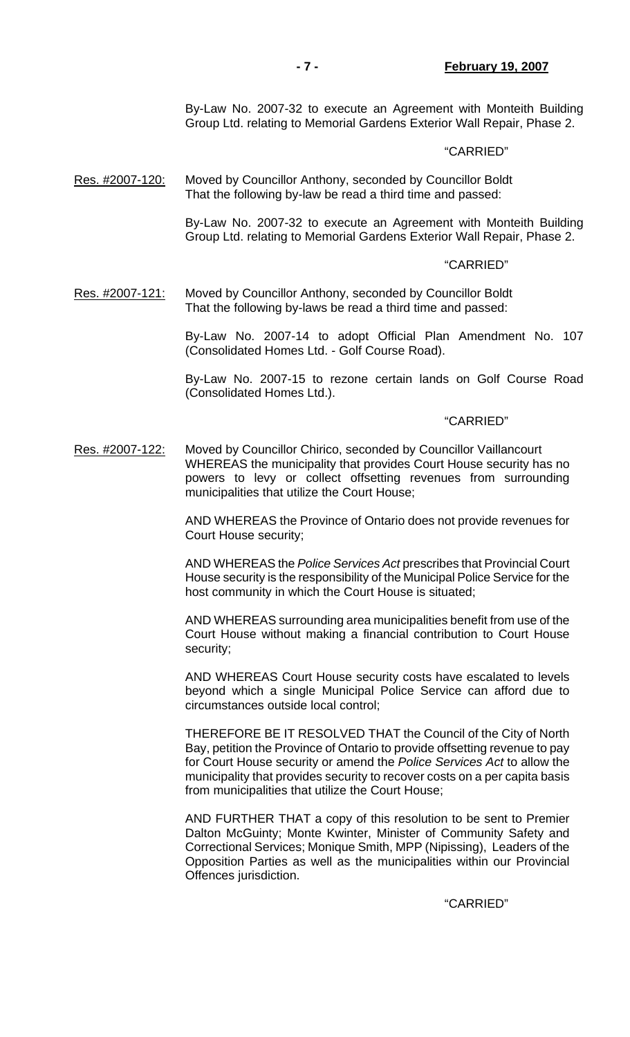By-Law No. 2007-32 to execute an Agreement with Monteith Building Group Ltd. relating to Memorial Gardens Exterior Wall Repair, Phase 2.

"CARRIED"

Res. #2007-120: Moved by Councillor Anthony, seconded by Councillor Boldt That the following by-law be read a third time and passed:

By-Law No. 2007-32 to execute an Agreement with Monteith Building Group Ltd. relating to Memorial Gardens Exterior Wall Repair, Phase 2.

"CARRIED"

Res. #2007-121: Moved by Councillor Anthony, seconded by Councillor Boldt That the following by-laws be read a third time and passed:

By-Law No. 2007-14 to adopt Official Plan Amendment No. 107 (Consolidated Homes Ltd. - Golf Course Road).

By-Law No. 2007-15 to rezone certain lands on Golf Course Road (Consolidated Homes Ltd.).

"CARRIED"

Res. #2007-122: Moved by Councillor Chirico, seconded by Councillor Vaillancourt WHEREAS the municipality that provides Court House security has no powers to levy or collect offsetting revenues from surrounding municipalities that utilize the Court House;

AND WHEREAS the Province of Ontario does not provide revenues for Court House security;

AND WHEREAS the *Police Services Act* prescribes that Provincial Court House security is the responsibility of the Municipal Police Service for the host community in which the Court House is situated;

AND WHEREAS surrounding area municipalities benefit from use of the Court House without making a financial contribution to Court House security;

AND WHEREAS Court House security costs have escalated to levels beyond which a single Municipal Police Service can afford due to circumstances outside local control;

THEREFORE BE IT RESOLVED THAT the Council of the City of North Bay, petition the Province of Ontario to provide offsetting revenue to pay for Court House security or amend the *Police Services Act* to allow the municipality that provides security to recover costs on a per capita basis from municipalities that utilize the Court House;

AND FURTHER THAT a copy of this resolution to be sent to Premier Dalton McGuinty; Monte Kwinter, Minister of Community Safety and Correctional Services; Monique Smith, MPP (Nipissing), Leaders of the Opposition Parties as well as the municipalities within our Provincial Offences jurisdiction.

"CARRIED"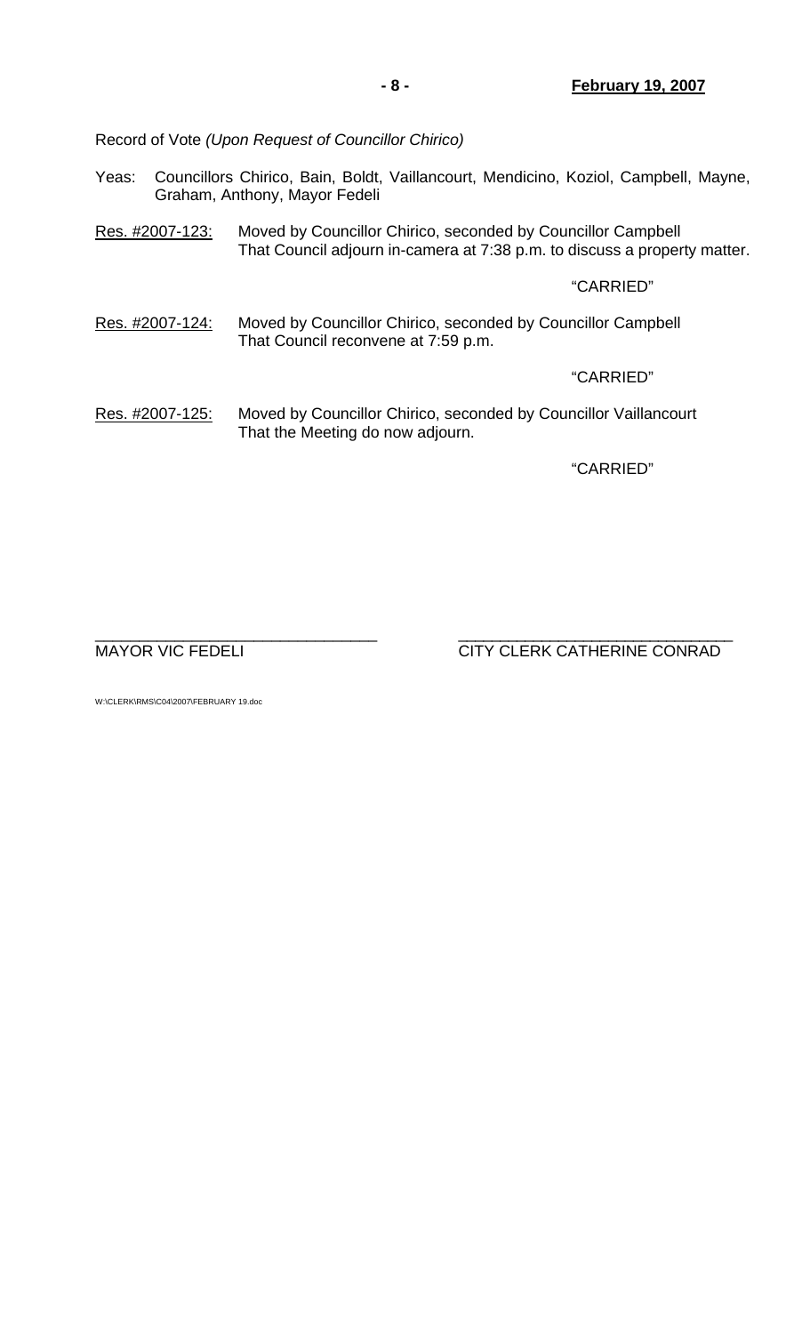Record of Vote *(Upon Request of Councillor Chirico)*

Yeas: Councillors Chirico, Bain, Boldt, Vaillancourt, Mendicino, Koziol, Campbell, Mayne, Graham, Anthony, Mayor Fedeli

Res. #2007-123: Moved by Councillor Chirico, seconded by Councillor Campbell
That Council adjourn in-camera at 7:38 p.m. to discuss a property matter.

"CARRIED"

Res. #2007-124: Moved by Councillor Chirico, seconded by Councillor Campbell
That Council reconvene at 7:59 p.m.

"CARRIED"

Res. #2007-125: Moved by Councillor Chirico, seconded by Councillor Vaillancourt
That the Meeting do now adjourn.

"CARRIED"

_______________________________ _______________________________

MAYOR VIC FEDELI CITY CLERK CATHERINE CONRAD

W:\CLERK\RMS\C04\2007\FEBRUARY 19.doc